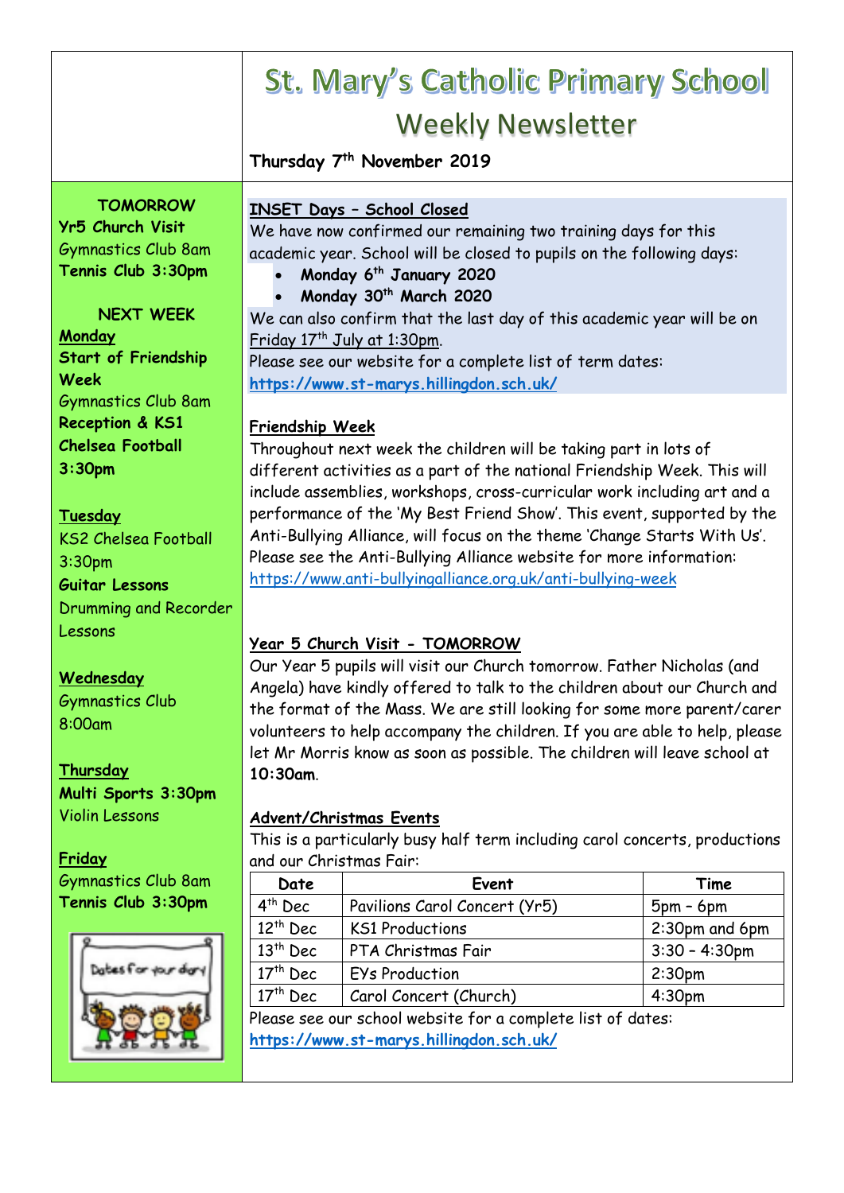# St. Mary's Catholic Primary School

## Weekly Newsletter

**Thursday 7th November 2019**

**TOMORROW**

**Yr5 Church Visit**
Gymnastics Club 8am
**Tennis Club 3:30pm**

**NEXT WEEK**

**Monday**
**Start of Friendship Week**
Gymnastics Club 8am
**Reception & KS1 Chelsea Football 3:30pm**

**Tuesday**
KS2 Chelsea Football 3:30pm
**Guitar Lessons**
Drumming and Recorder Lessons

**Wednesday**
Gymnastics Club 8:00am

**Thursday**
**Multi Sports 3:30pm**
Violin Lessons

**Friday**
Gymnastics Club 8am
**Tennis Club 3:30pm**

Dates for your diary

### INSET Days – School Closed

We have now confirmed our remaining two training days for this academic year. School will be closed to pupils on the following days:

- **Monday 6th January 2020**
- **Monday 30th March 2020**

We can also confirm that the last day of this academic year will be on Friday 17th July at 1:30pm.

Please see our website for a complete list of term dates:
**https://www.st-marys.hillingdon.sch.uk/**

### Friendship Week

Throughout next week the children will be taking part in lots of different activities as a part of the national Friendship Week. This will include assemblies, workshops, cross-curricular work including art and a performance of the 'My Best Friend Show'. This event, supported by the Anti-Bullying Alliance, will focus on the theme 'Change Starts With Us'. Please see the Anti-Bullying Alliance website for more information:
https://www.anti-bullyingalliance.org.uk/anti-bullying-week

### Year 5 Church Visit - TOMORROW

Our Year 5 pupils will visit our Church tomorrow. Father Nicholas (and Angela) have kindly offered to talk to the children about our Church and the format of the Mass. We are still looking for some more parent/carer volunteers to help accompany the children. If you are able to help, please let Mr Morris know as soon as possible. The children will leave school at **10:30am**.

### Advent/Christmas Events

This is a particularly busy half term including carol concerts, productions and our Christmas Fair:

| Date | Event | Time |
|---|---|---|
| 4th Dec | Pavilions Carol Concert (Yr5) | 5pm – 6pm |
| 12th Dec | KS1 Productions | 2:30pm and 6pm |
| 13th Dec | PTA Christmas Fair | 3:30 – 4:30pm |
| 17th Dec | EYs Production | 2:30pm |
| 17th Dec | Carol Concert (Church) | 4:30pm |

Please see our school website for a complete list of dates:
**https://www.st-marys.hillingdon.sch.uk/**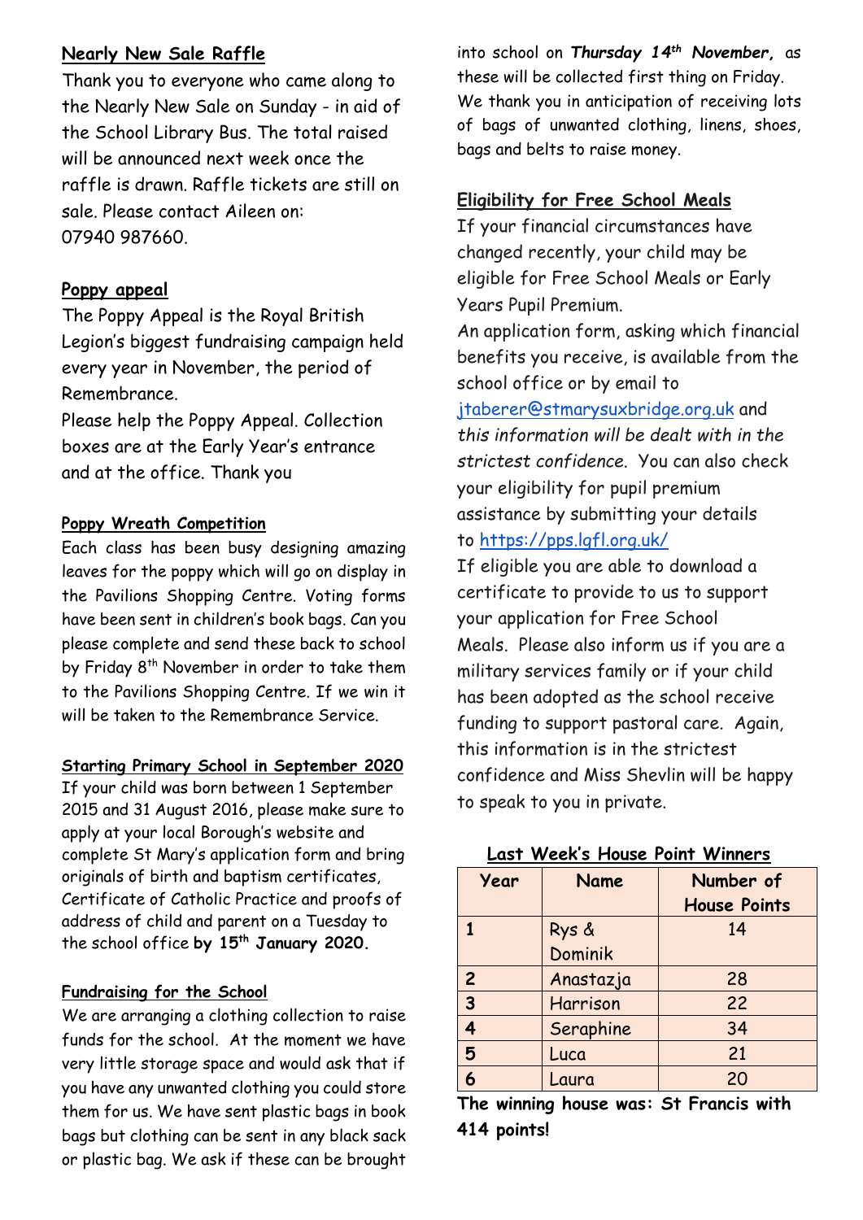## Nearly New Sale Raffle

Thank you to everyone who came along to the Nearly New Sale on Sunday - in aid of the School Library Bus. The total raised will be announced next week once the raffle is drawn. Raffle tickets are still on sale. Please contact Aileen on: 07940 987660.

## Poppy appeal

The Poppy Appeal is the Royal British Legion's biggest fundraising campaign held every year in November, the period of Remembrance.

Please help the Poppy Appeal. Collection boxes are at the Early Year's entrance and at the office. Thank you

## Poppy Wreath Competition

Each class has been busy designing amazing leaves for the poppy which will go on display in the Pavilions Shopping Centre. Voting forms have been sent in children's book bags. Can you please complete and send these back to school by Friday 8th November in order to take them to the Pavilions Shopping Centre. If we win it will be taken to the Remembrance Service.

## Starting Primary School in September 2020

If your child was born between 1 September 2015 and 31 August 2016, please make sure to apply at your local Borough's website and complete St Mary's application form and bring originals of birth and baptism certificates, Certificate of Catholic Practice and proofs of address of child and parent on a Tuesday to the school office **by 15th January 2020.**

## Fundraising for the School

We are arranging a clothing collection to raise funds for the school. At the moment we have very little storage space and would ask that if you have any unwanted clothing you could store them for us. We have sent plastic bags in book bags but clothing can be sent in any black sack or plastic bag. We ask if these can be brought into school on ***Thursday 14th November,*** as these will be collected first thing on Friday. We thank you in anticipation of receiving lots of bags of unwanted clothing, linens, shoes, bags and belts to raise money.

## Eligibility for Free School Meals

If your financial circumstances have changed recently, your child may be eligible for Free School Meals or Early Years Pupil Premium.

An application form, asking which financial benefits you receive, is available from the school office or by email to jtaberer@stmarysuxbridge.org.uk and *this information will be dealt with in the strictest confidence*. You can also check your eligibility for pupil premium assistance by submitting your details to https://pps.lgfl.org.uk/

If eligible you are able to download a certificate to provide to us to support your application for Free School Meals. Please also inform us if you are a military services family or if your child has been adopted as the school receive funding to support pastoral care. Again, this information is in the strictest confidence and Miss Shevlin will be happy to speak to you in private.

## Last Week's House Point Winners

| Year | Name | Number of House Points |
|---|---|---|
| 1 | Rys & Dominik | 14 |
| 2 | Anastazja | 28 |
| 3 | Harrison | 22 |
| 4 | Seraphine | 34 |
| 5 | Luca | 21 |
| 6 | Laura | 20 |

**The winning house was: St Francis with 414 points!**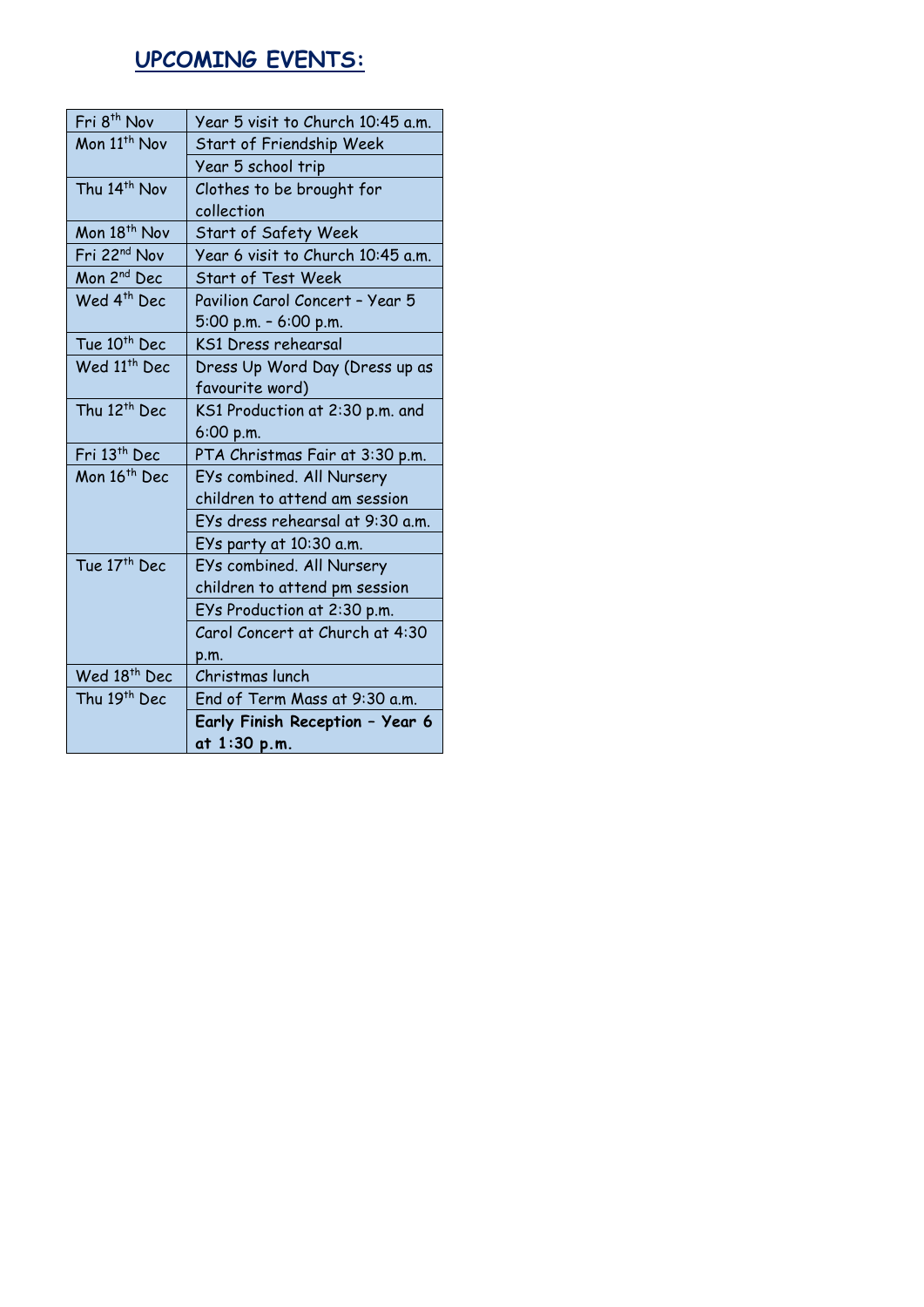## UPCOMING EVENTS:

| | |
|---|---|
| Fri 8th Nov | Year 5 visit to Church 10:45 a.m. |
| Mon 11th Nov | Start of Friendship Week |
| | Year 5 school trip |
| Thu 14th Nov | Clothes to be brought for collection |
| Mon 18th Nov | Start of Safety Week |
| Fri 22nd Nov | Year 6 visit to Church 10:45 a.m. |
| Mon 2nd Dec | Start of Test Week |
| Wed 4th Dec | Pavilion Carol Concert – Year 5 5:00 p.m. – 6:00 p.m. |
| Tue 10th Dec | KS1 Dress rehearsal |
| Wed 11th Dec | Dress Up Word Day (Dress up as favourite word) |
| Thu 12th Dec | KS1 Production at 2:30 p.m. and 6:00 p.m. |
| Fri 13th Dec | PTA Christmas Fair at 3:30 p.m. |
| Mon 16th Dec | EYs combined. All Nursery children to attend am session |
| | EYs dress rehearsal at 9:30 a.m. |
| | EYs party at 10:30 a.m. |
| Tue 17th Dec | EYs combined. All Nursery children to attend pm session |
| | EYs Production at 2:30 p.m. |
| | Carol Concert at Church at 4:30 p.m. |
| Wed 18th Dec | Christmas lunch |
| Thu 19th Dec | End of Term Mass at 9:30 a.m. |
| | **Early Finish Reception – Year 6 at 1:30 p.m.** |